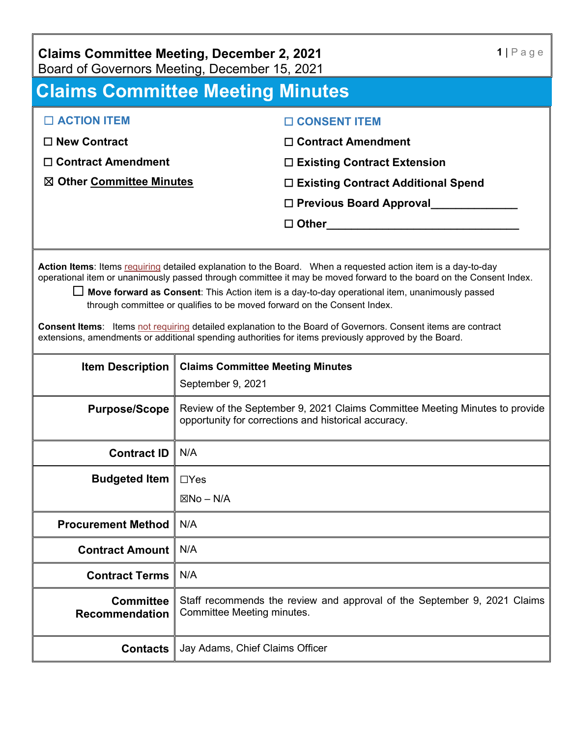**Claims Committee Meeting, December 2, 2021**
Board of Governors Meeting, December 15, 2021

# Claims Committee Meeting Minutes

| | |
|---|---|
| ☐ **ACTION ITEM** | ☐ **CONSENT ITEM** |
| ☐ **New Contract** | ☐ **Contract Amendment** |
| ☐ **Contract Amendment** | ☐ **Existing Contract Extension** |
| ☒ **Other Committee Minutes** | ☐ **Existing Contract Additional Spend** |
| | ☐ **Previous Board Approval______________** |
| | ☐ **Other_______________________________** |

**Action Items**: Items requiring detailed explanation to the Board. When a requested action item is a day-to-day operational item or unanimously passed through committee it may be moved forward to the board on the Consent Index.

☐ **Move forward as Consent**: This Action item is a day-to-day operational item, unanimously passed through committee or qualifies to be moved forward on the Consent Index.

**Consent Items**: Items not requiring detailed explanation to the Board of Governors. Consent items are contract extensions, amendments or additional spending authorities for items previously approved by the Board.

| | |
|---|---|
| **Item Description** | **Claims Committee Meeting Minutes**<br>September 9, 2021 |
| **Purpose/Scope** | Review of the September 9, 2021 Claims Committee Meeting Minutes to provide opportunity for corrections and historical accuracy. |
| **Contract ID** | N/A |
| **Budgeted Item** | ☐Yes<br>☒No – N/A |
| **Procurement Method** | N/A |
| **Contract Amount** | N/A |
| **Contract Terms** | N/A |
| **Committee Recommendation** | Staff recommends the review and approval of the September 9, 2021 Claims Committee Meeting minutes. |
| **Contacts** | Jay Adams, Chief Claims Officer |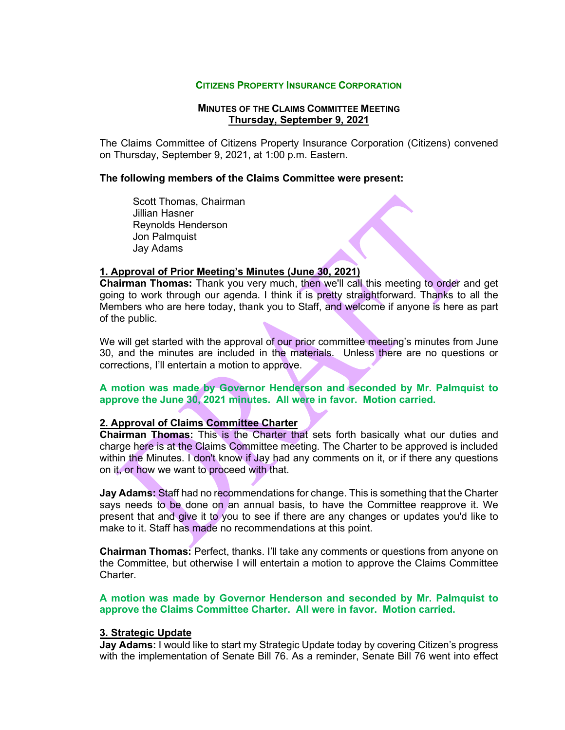**CITIZENS PROPERTY INSURANCE CORPORATION**

**MINUTES OF THE CLAIMS COMMITTEE MEETING**
**Thursday, September 9, 2021**

The Claims Committee of Citizens Property Insurance Corporation (Citizens) convened on Thursday, September 9, 2021, at 1:00 p.m. Eastern.

**The following members of the Claims Committee were present:**

Scott Thomas, Chairman
Jillian Hasner
Reynolds Henderson
Jon Palmquist
Jay Adams

**1. Approval of Prior Meeting's Minutes (June 30, 2021)**

**Chairman Thomas:** Thank you very much, then we'll call this meeting to order and get going to work through our agenda. I think it is pretty straightforward. Thanks to all the Members who are here today, thank you to Staff, and welcome if anyone is here as part of the public.

We will get started with the approval of our prior committee meeting's minutes from June 30, and the minutes are included in the materials. Unless there are no questions or corrections, I'll entertain a motion to approve.

**A motion was made by Governor Henderson and seconded by Mr. Palmquist to approve the June 30, 2021 minutes. All were in favor. Motion carried.**

**2. Approval of Claims Committee Charter**

**Chairman Thomas:** This is the Charter that sets forth basically what our duties and charge here is at the Claims Committee meeting. The Charter to be approved is included within the Minutes. I don't know if Jay had any comments on it, or if there any questions on it, or how we want to proceed with that.

**Jay Adams:** Staff had no recommendations for change. This is something that the Charter says needs to be done on an annual basis, to have the Committee reapprove it. We present that and give it to you to see if there are any changes or updates you'd like to make to it. Staff has made no recommendations at this point.

**Chairman Thomas:** Perfect, thanks. I'll take any comments or questions from anyone on the Committee, but otherwise I will entertain a motion to approve the Claims Committee Charter.

**A motion was made by Governor Henderson and seconded by Mr. Palmquist to approve the Claims Committee Charter. All were in favor. Motion carried.**

**3. Strategic Update**

**Jay Adams:** I would like to start my Strategic Update today by covering Citizen's progress with the implementation of Senate Bill 76. As a reminder, Senate Bill 76 went into effect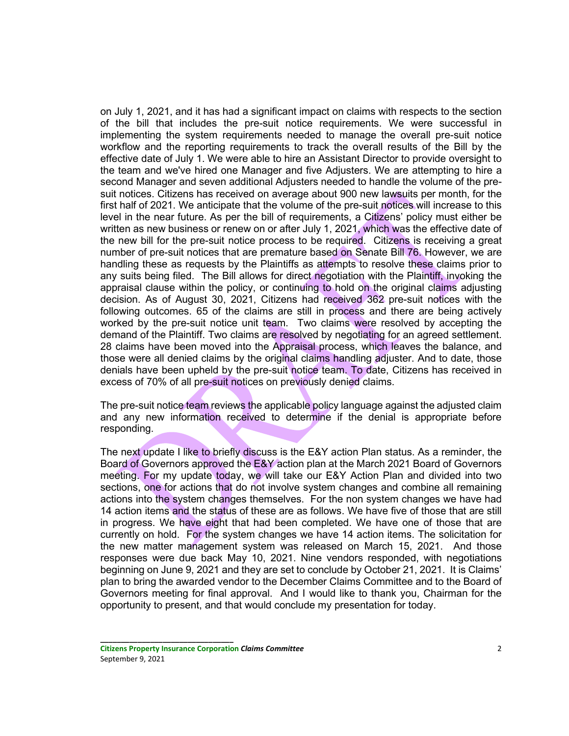on July 1, 2021, and it has had a significant impact on claims with respects to the section of the bill that includes the pre-suit notice requirements. We were successful in implementing the system requirements needed to manage the overall pre-suit notice workflow and the reporting requirements to track the overall results of the Bill by the effective date of July 1. We were able to hire an Assistant Director to provide oversight to the team and we've hired one Manager and five Adjusters. We are attempting to hire a second Manager and seven additional Adjusters needed to handle the volume of the pre-suit notices. Citizens has received on average about 900 new lawsuits per month, for the first half of 2021. We anticipate that the volume of the pre-suit notices will increase to this level in the near future. As per the bill of requirements, a Citizens' policy must either be written as new business or renew on or after July 1, 2021, which was the effective date of the new bill for the pre-suit notice process to be required. Citizens is receiving a great number of pre-suit notices that are premature based on Senate Bill 76. However, we are handling these as requests by the Plaintiffs as attempts to resolve these claims prior to any suits being filed. The Bill allows for direct negotiation with the Plaintiff, invoking the appraisal clause within the policy, or continuing to hold on the original claims adjusting decision. As of August 30, 2021, Citizens had received 362 pre-suit notices with the following outcomes. 65 of the claims are still in process and there are being actively worked by the pre-suit notice unit team. Two claims were resolved by accepting the demand of the Plaintiff. Two claims are resolved by negotiating for an agreed settlement. 28 claims have been moved into the Appraisal process, which leaves the balance, and those were all denied claims by the original claims handling adjuster. And to date, those denials have been upheld by the pre-suit notice team. To date, Citizens has received in excess of 70% of all pre-suit notices on previously denied claims.

The pre-suit notice team reviews the applicable policy language against the adjusted claim and any new information received to determine if the denial is appropriate before responding.

The next update I like to briefly discuss is the E&Y action Plan status. As a reminder, the Board of Governors approved the E&Y action plan at the March 2021 Board of Governors meeting. For my update today, we will take our E&Y Action Plan and divided into two sections, one for actions that do not involve system changes and combine all remaining actions into the system changes themselves. For the non system changes we have had 14 action items and the status of these are as follows. We have five of those that are still in progress. We have eight that had been completed. We have one of those that are currently on hold. For the system changes we have 14 action items. The solicitation for the new matter management system was released on March 15, 2021. And those responses were due back May 10, 2021. Nine vendors responded, with negotiations beginning on June 9, 2021 and they are set to conclude by October 21, 2021. It is Claims' plan to bring the awarded vendor to the December Claims Committee and to the Board of Governors meeting for final approval. And I would like to thank you, Chairman for the opportunity to present, and that would conclude my presentation for today.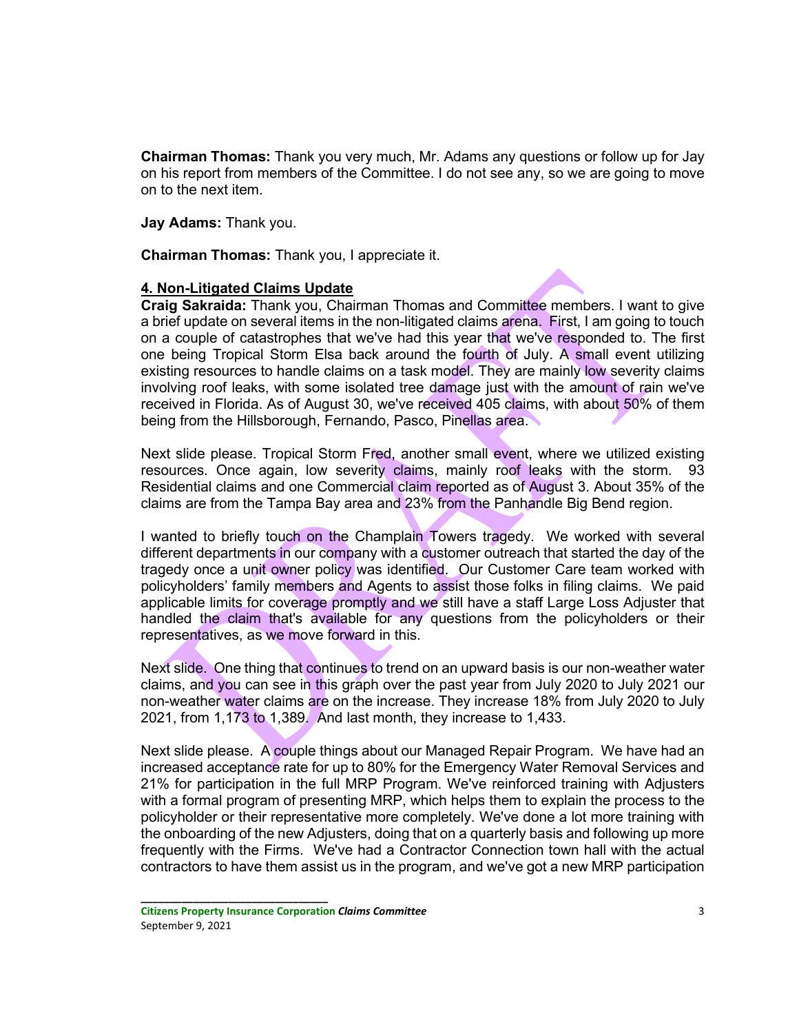**Chairman Thomas:** Thank you very much, Mr. Adams any questions or follow up for Jay on his report from members of the Committee. I do not see any, so we are going to move on to the next item.

**Jay Adams:** Thank you.

**Chairman Thomas:** Thank you, I appreciate it.

**4. Non-Litigated Claims Update**

**Craig Sakraida:** Thank you, Chairman Thomas and Committee members. I want to give a brief update on several items in the non-litigated claims arena. First, I am going to touch on a couple of catastrophes that we've had this year that we've responded to. The first one being Tropical Storm Elsa back around the fourth of July. A small event utilizing existing resources to handle claims on a task model. They are mainly low severity claims involving roof leaks, with some isolated tree damage just with the amount of rain we've received in Florida. As of August 30, we've received 405 claims, with about 50% of them being from the Hillsborough, Fernando, Pasco, Pinellas area.

Next slide please. Tropical Storm Fred, another small event, where we utilized existing resources. Once again, low severity claims, mainly roof leaks with the storm. 93 Residential claims and one Commercial claim reported as of August 3. About 35% of the claims are from the Tampa Bay area and 23% from the Panhandle Big Bend region.

I wanted to briefly touch on the Champlain Towers tragedy. We worked with several different departments in our company with a customer outreach that started the day of the tragedy once a unit owner policy was identified. Our Customer Care team worked with policyholders' family members and Agents to assist those folks in filing claims. We paid applicable limits for coverage promptly and we still have a staff Large Loss Adjuster that handled the claim that's available for any questions from the policyholders or their representatives, as we move forward in this.

Next slide. One thing that continues to trend on an upward basis is our non-weather water claims, and you can see in this graph over the past year from July 2020 to July 2021 our non-weather water claims are on the increase. They increase 18% from July 2020 to July 2021, from 1,173 to 1,389. And last month, they increase to 1,433.

Next slide please. A couple things about our Managed Repair Program. We have had an increased acceptance rate for up to 80% for the Emergency Water Removal Services and 21% for participation in the full MRP Program. We've reinforced training with Adjusters with a formal program of presenting MRP, which helps them to explain the process to the policyholder or their representative more completely. We've done a lot more training with the onboarding of the new Adjusters, doing that on a quarterly basis and following up more frequently with the Firms. We've had a Contractor Connection town hall with the actual contractors to have them assist us in the program, and we've got a new MRP participation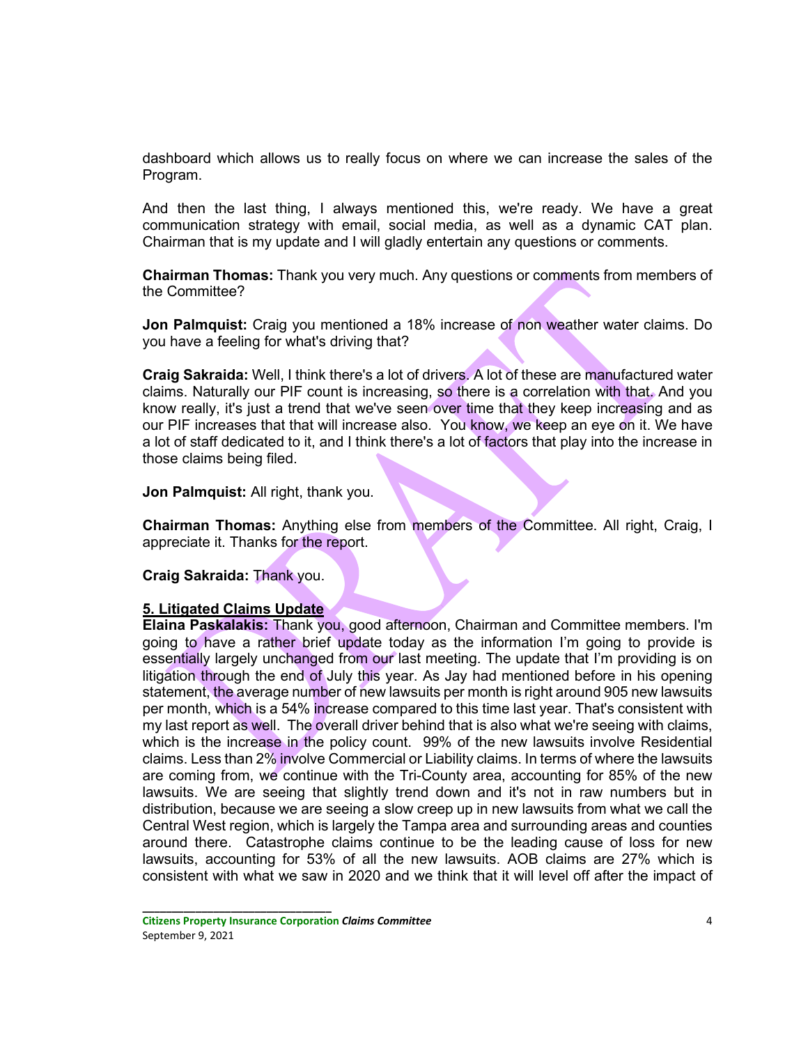dashboard which allows us to really focus on where we can increase the sales of the Program.

And then the last thing, I always mentioned this, we're ready. We have a great communication strategy with email, social media, as well as a dynamic CAT plan. Chairman that is my update and I will gladly entertain any questions or comments.

**Chairman Thomas:** Thank you very much. Any questions or comments from members of the Committee?

**Jon Palmquist:** Craig you mentioned a 18% increase of non weather water claims. Do you have a feeling for what's driving that?

**Craig Sakraida:** Well, I think there's a lot of drivers. A lot of these are manufactured water claims. Naturally our PIF count is increasing, so there is a correlation with that. And you know really, it's just a trend that we've seen over time that they keep increasing and as our PIF increases that that will increase also. You know, we keep an eye on it. We have a lot of staff dedicated to it, and I think there's a lot of factors that play into the increase in those claims being filed.

**Jon Palmquist:** All right, thank you.

**Chairman Thomas:** Anything else from members of the Committee. All right, Craig, I appreciate it. Thanks for the report.

**Craig Sakraida:** Thank you.

**5. Litigated Claims Update**

**Elaina Paskalakis:** Thank you, good afternoon, Chairman and Committee members. I'm going to have a rather brief update today as the information I'm going to provide is essentially largely unchanged from our last meeting. The update that I'm providing is on litigation through the end of July this year. As Jay had mentioned before in his opening statement, the average number of new lawsuits per month is right around 905 new lawsuits per month, which is a 54% increase compared to this time last year. That's consistent with my last report as well. The overall driver behind that is also what we're seeing with claims, which is the increase in the policy count. 99% of the new lawsuits involve Residential claims. Less than 2% involve Commercial or Liability claims. In terms of where the lawsuits are coming from, we continue with the Tri-County area, accounting for 85% of the new lawsuits. We are seeing that slightly trend down and it's not in raw numbers but in distribution, because we are seeing a slow creep up in new lawsuits from what we call the Central West region, which is largely the Tampa area and surrounding areas and counties around there. Catastrophe claims continue to be the leading cause of loss for new lawsuits, accounting for 53% of all the new lawsuits. AOB claims are 27% which is consistent with what we saw in 2020 and we think that it will level off after the impact of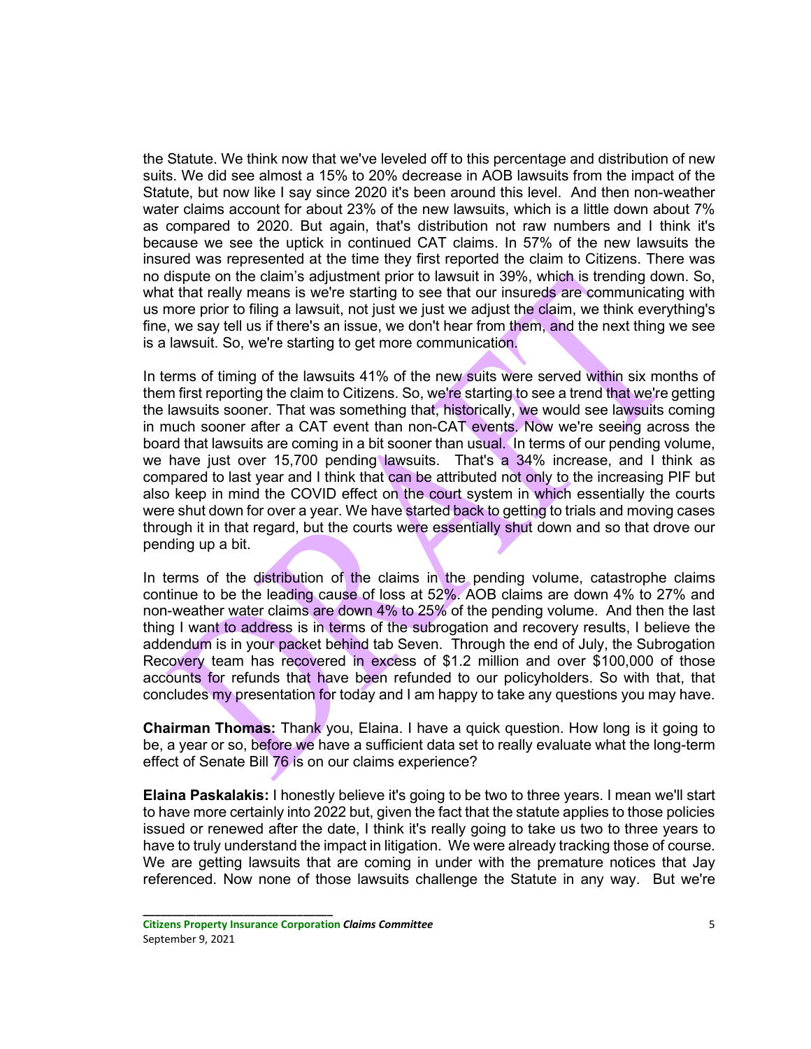the Statute. We think now that we've leveled off to this percentage and distribution of new suits. We did see almost a 15% to 20% decrease in AOB lawsuits from the impact of the Statute, but now like I say since 2020 it's been around this level. And then non-weather water claims account for about 23% of the new lawsuits, which is a little down about 7% as compared to 2020. But again, that's distribution not raw numbers and I think it's because we see the uptick in continued CAT claims. In 57% of the new lawsuits the insured was represented at the time they first reported the claim to Citizens. There was no dispute on the claim's adjustment prior to lawsuit in 39%, which is trending down. So, what that really means is we're starting to see that our insureds are communicating with us more prior to filing a lawsuit, not just we just we adjust the claim, we think everything's fine, we say tell us if there's an issue, we don't hear from them, and the next thing we see is a lawsuit. So, we're starting to get more communication.

In terms of timing of the lawsuits 41% of the new suits were served within six months of them first reporting the claim to Citizens. So, we're starting to see a trend that we're getting the lawsuits sooner. That was something that, historically, we would see lawsuits coming in much sooner after a CAT event than non-CAT events. Now we're seeing across the board that lawsuits are coming in a bit sooner than usual. In terms of our pending volume, we have just over 15,700 pending lawsuits. That's a 34% increase, and I think as compared to last year and I think that can be attributed not only to the increasing PIF but also keep in mind the COVID effect on the court system in which essentially the courts were shut down for over a year. We have started back to getting to trials and moving cases through it in that regard, but the courts were essentially shut down and so that drove our pending up a bit.

In terms of the distribution of the claims in the pending volume, catastrophe claims continue to be the leading cause of loss at 52%. AOB claims are down 4% to 27% and non-weather water claims are down 4% to 25% of the pending volume. And then the last thing I want to address is in terms of the subrogation and recovery results, I believe the addendum is in your packet behind tab Seven. Through the end of July, the Subrogation Recovery team has recovered in excess of $1.2 million and over $100,000 of those accounts for refunds that have been refunded to our policyholders. So with that, that concludes my presentation for today and I am happy to take any questions you may have.

**Chairman Thomas:** Thank you, Elaina. I have a quick question. How long is it going to be, a year or so, before we have a sufficient data set to really evaluate what the long-term effect of Senate Bill 76 is on our claims experience?

**Elaina Paskalakis:** I honestly believe it's going to be two to three years. I mean we'll start to have more certainly into 2022 but, given the fact that the statute applies to those policies issued or renewed after the date, I think it's really going to take us two to three years to have to truly understand the impact in litigation. We were already tracking those of course. We are getting lawsuits that are coming in under with the premature notices that Jay referenced. Now none of those lawsuits challenge the Statute in any way. But we're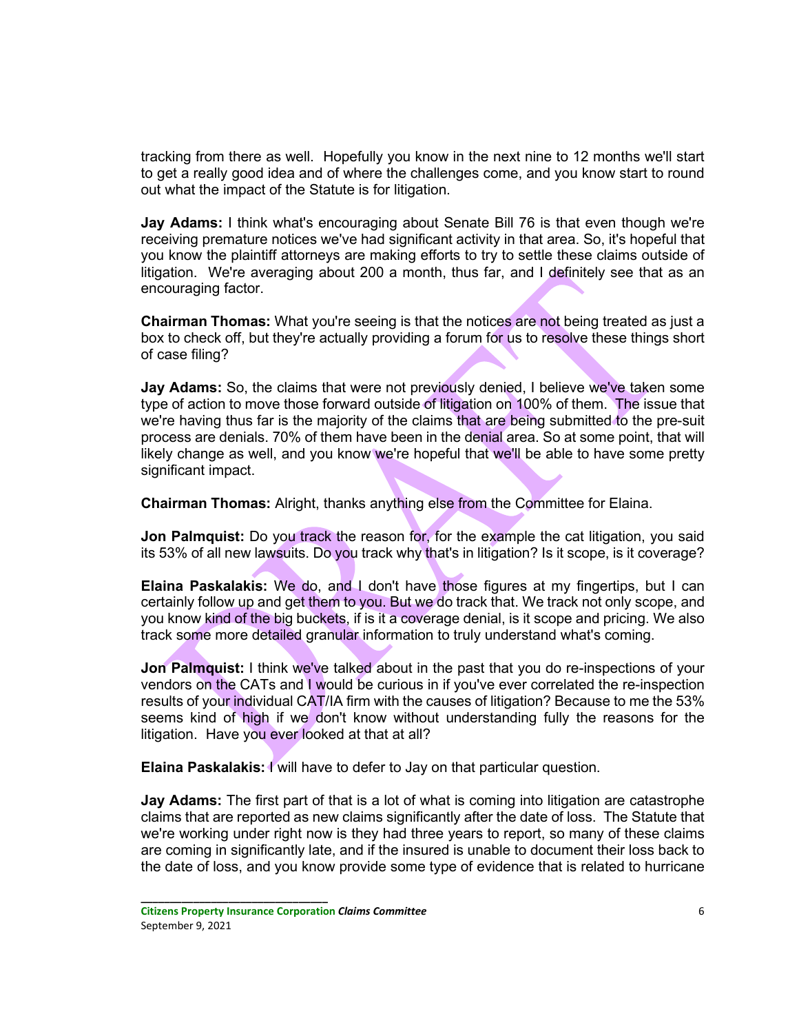tracking from there as well. Hopefully you know in the next nine to 12 months we'll start to get a really good idea and of where the challenges come, and you know start to round out what the impact of the Statute is for litigation.

**Jay Adams:** I think what's encouraging about Senate Bill 76 is that even though we're receiving premature notices we've had significant activity in that area. So, it's hopeful that you know the plaintiff attorneys are making efforts to try to settle these claims outside of litigation. We're averaging about 200 a month, thus far, and I definitely see that as an encouraging factor.

**Chairman Thomas:** What you're seeing is that the notices are not being treated as just a box to check off, but they're actually providing a forum for us to resolve these things short of case filing?

**Jay Adams:** So, the claims that were not previously denied, I believe we've taken some type of action to move those forward outside of litigation on 100% of them. The issue that we're having thus far is the majority of the claims that are being submitted to the pre-suit process are denials. 70% of them have been in the denial area. So at some point, that will likely change as well, and you know we're hopeful that we'll be able to have some pretty significant impact.

**Chairman Thomas:** Alright, thanks anything else from the Committee for Elaina.

**Jon Palmquist:** Do you track the reason for, for the example the cat litigation, you said its 53% of all new lawsuits. Do you track why that's in litigation? Is it scope, is it coverage?

**Elaina Paskalakis:** We do, and I don't have those figures at my fingertips, but I can certainly follow up and get them to you. But we do track that. We track not only scope, and you know kind of the big buckets, if is it a coverage denial, is it scope and pricing. We also track some more detailed granular information to truly understand what's coming.

**Jon Palmquist:** I think we've talked about in the past that you do re-inspections of your vendors on the CATs and I would be curious in if you've ever correlated the re-inspection results of your individual CAT/IA firm with the causes of litigation? Because to me the 53% seems kind of high if we don't know without understanding fully the reasons for the litigation. Have you ever looked at that at all?

**Elaina Paskalakis:** I will have to defer to Jay on that particular question.

**Jay Adams:** The first part of that is a lot of what is coming into litigation are catastrophe claims that are reported as new claims significantly after the date of loss. The Statute that we're working under right now is they had three years to report, so many of these claims are coming in significantly late, and if the insured is unable to document their loss back to the date of loss, and you know provide some type of evidence that is related to hurricane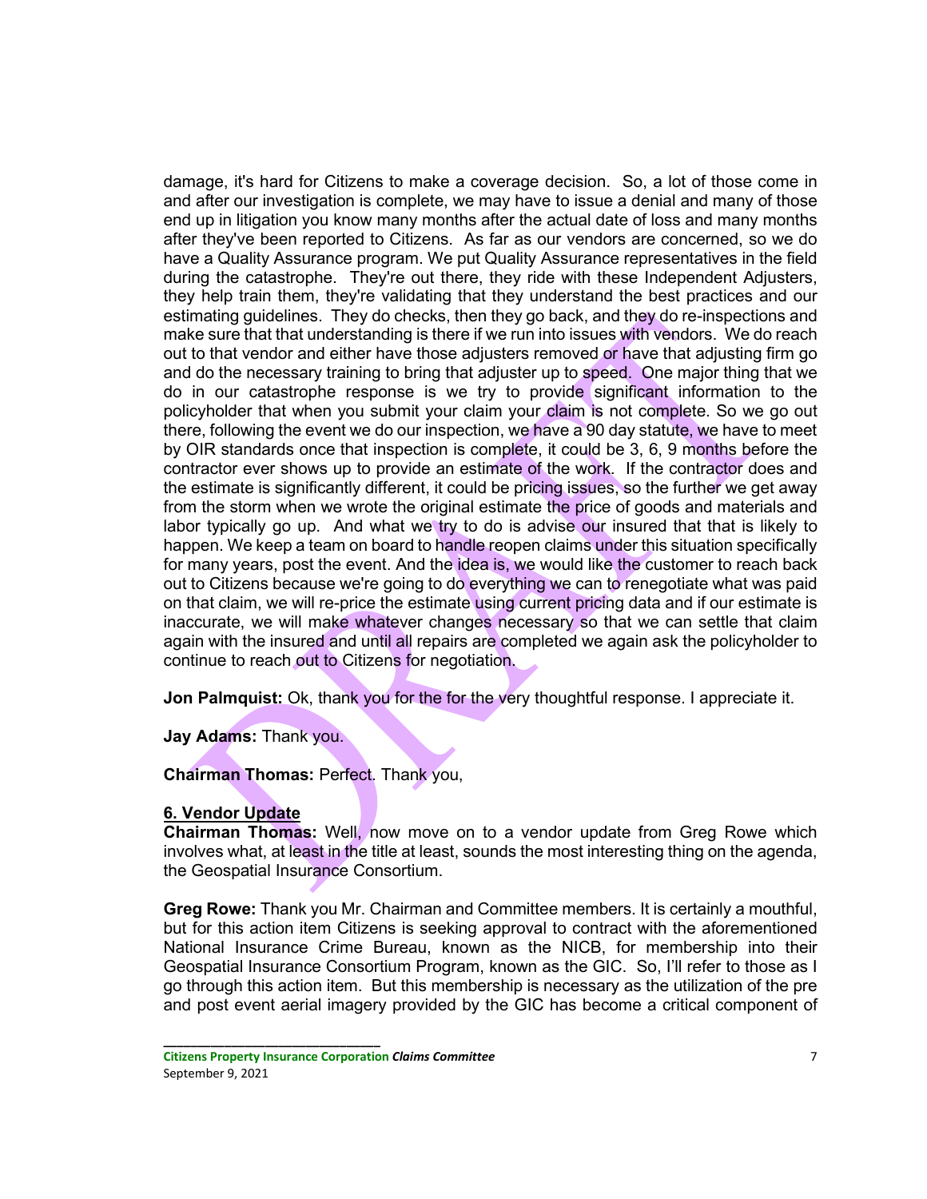damage, it's hard for Citizens to make a coverage decision. So, a lot of those come in and after our investigation is complete, we may have to issue a denial and many of those end up in litigation you know many months after the actual date of loss and many months after they've been reported to Citizens. As far as our vendors are concerned, so we do have a Quality Assurance program. We put Quality Assurance representatives in the field during the catastrophe. They're out there, they ride with these Independent Adjusters, they help train them, they're validating that they understand the best practices and our estimating guidelines. They do checks, then they go back, and they do re-inspections and make sure that that understanding is there if we run into issues with vendors. We do reach out to that vendor and either have those adjusters removed or have that adjusting firm go and do the necessary training to bring that adjuster up to speed. One major thing that we do in our catastrophe response is we try to provide significant information to the policyholder that when you submit your claim your claim is not complete. So we go out there, following the event we do our inspection, we have a 90 day statute, we have to meet by OIR standards once that inspection is complete, it could be 3, 6, 9 months before the contractor ever shows up to provide an estimate of the work. If the contractor does and the estimate is significantly different, it could be pricing issues, so the further we get away from the storm when we wrote the original estimate the price of goods and materials and labor typically go up. And what we try to do is advise our insured that that is likely to happen. We keep a team on board to handle reopen claims under this situation specifically for many years, post the event. And the idea is, we would like the customer to reach back out to Citizens because we're going to do everything we can to renegotiate what was paid on that claim, we will re-price the estimate using current pricing data and if our estimate is inaccurate, we will make whatever changes necessary so that we can settle that claim again with the insured and until all repairs are completed we again ask the policyholder to continue to reach out to Citizens for negotiation.

**Jon Palmquist:** Ok, thank you for the for the very thoughtful response. I appreciate it.

**Jay Adams:** Thank you.

**Chairman Thomas:** Perfect. Thank you,

**6. Vendor Update**

**Chairman Thomas:** Well, now move on to a vendor update from Greg Rowe which involves what, at least in the title at least, sounds the most interesting thing on the agenda, the Geospatial Insurance Consortium.

**Greg Rowe:** Thank you Mr. Chairman and Committee members. It is certainly a mouthful, but for this action item Citizens is seeking approval to contract with the aforementioned National Insurance Crime Bureau, known as the NICB, for membership into their Geospatial Insurance Consortium Program, known as the GIC. So, I'll refer to those as I go through this action item. But this membership is necessary as the utilization of the pre and post event aerial imagery provided by the GIC has become a critical component of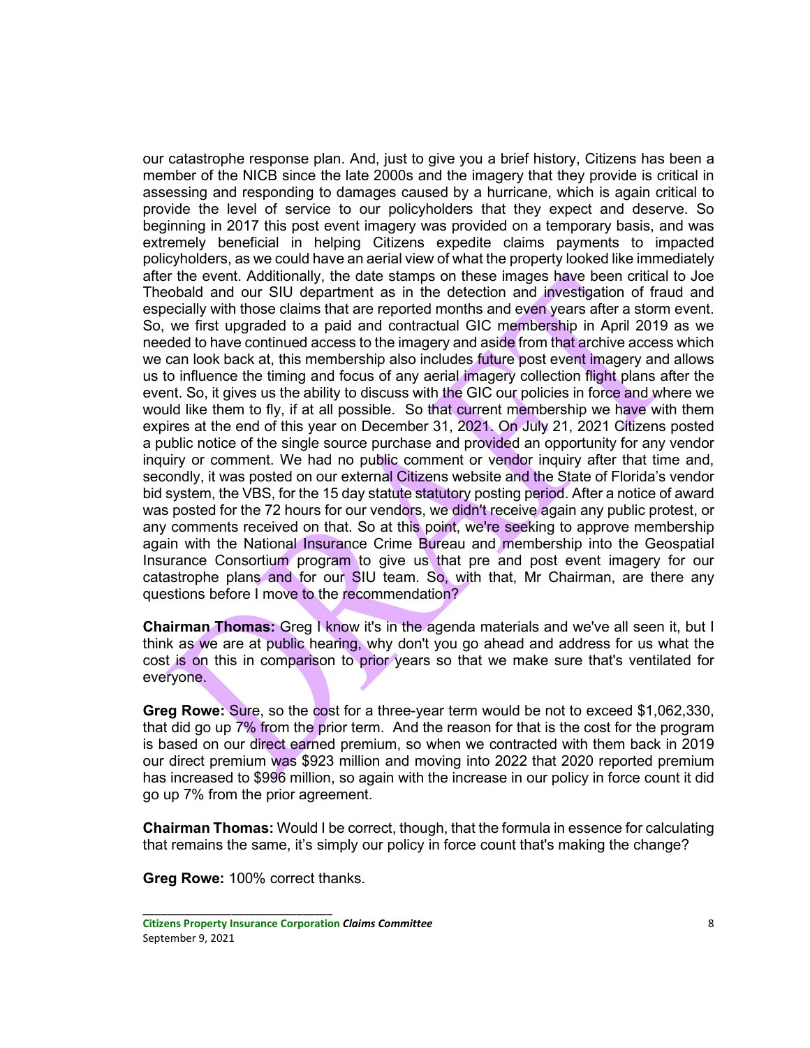our catastrophe response plan. And, just to give you a brief history, Citizens has been a member of the NICB since the late 2000s and the imagery that they provide is critical in assessing and responding to damages caused by a hurricane, which is again critical to provide the level of service to our policyholders that they expect and deserve. So beginning in 2017 this post event imagery was provided on a temporary basis, and was extremely beneficial in helping Citizens expedite claims payments to impacted policyholders, as we could have an aerial view of what the property looked like immediately after the event. Additionally, the date stamps on these images have been critical to Joe Theobald and our SIU department as in the detection and investigation of fraud and especially with those claims that are reported months and even years after a storm event. So, we first upgraded to a paid and contractual GIC membership in April 2019 as we needed to have continued access to the imagery and aside from that archive access which we can look back at, this membership also includes future post event imagery and allows us to influence the timing and focus of any aerial imagery collection flight plans after the event. So, it gives us the ability to discuss with the GIC our policies in force and where we would like them to fly, if at all possible. So that current membership we have with them expires at the end of this year on December 31, 2021. On July 21, 2021 Citizens posted a public notice of the single source purchase and provided an opportunity for any vendor inquiry or comment. We had no public comment or vendor inquiry after that time and, secondly, it was posted on our external Citizens website and the State of Florida's vendor bid system, the VBS, for the 15 day statute statutory posting period. After a notice of award was posted for the 72 hours for our vendors, we didn't receive again any public protest, or any comments received on that. So at this point, we're seeking to approve membership again with the National Insurance Crime Bureau and membership into the Geospatial Insurance Consortium program to give us that pre and post event imagery for our catastrophe plans and for our SIU team. So, with that, Mr Chairman, are there any questions before I move to the recommendation?

**Chairman Thomas:** Greg I know it's in the agenda materials and we've all seen it, but I think as we are at public hearing, why don't you go ahead and address for us what the cost is on this in comparison to prior years so that we make sure that's ventilated for everyone.

**Greg Rowe:** Sure, so the cost for a three-year term would be not to exceed $1,062,330, that did go up 7% from the prior term. And the reason for that is the cost for the program is based on our direct earned premium, so when we contracted with them back in 2019 our direct premium was $923 million and moving into 2022 that 2020 reported premium has increased to $996 million, so again with the increase in our policy in force count it did go up 7% from the prior agreement.

**Chairman Thomas:** Would I be correct, though, that the formula in essence for calculating that remains the same, it's simply our policy in force count that's making the change?

**Greg Rowe:** 100% correct thanks.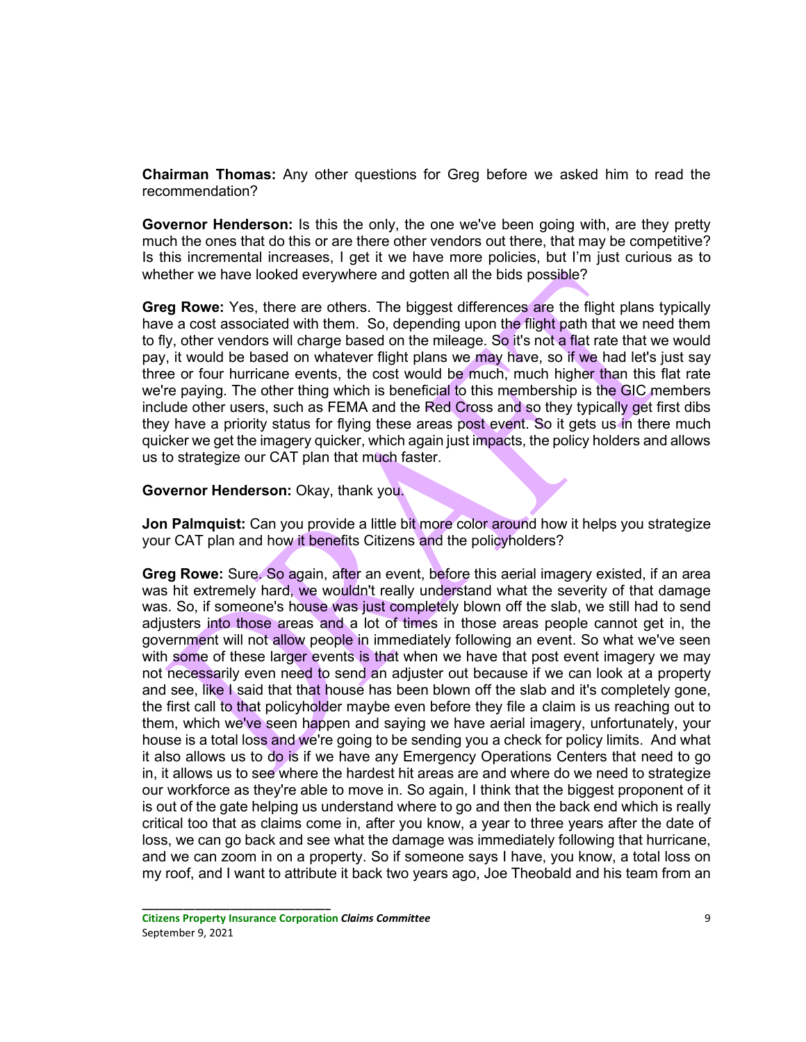**Chairman Thomas:** Any other questions for Greg before we asked him to read the recommendation?

**Governor Henderson:** Is this the only, the one we've been going with, are they pretty much the ones that do this or are there other vendors out there, that may be competitive? Is this incremental increases, I get it we have more policies, but I'm just curious as to whether we have looked everywhere and gotten all the bids possible?

**Greg Rowe:** Yes, there are others. The biggest differences are the flight plans typically have a cost associated with them. So, depending upon the flight path that we need them to fly, other vendors will charge based on the mileage. So it's not a flat rate that we would pay, it would be based on whatever flight plans we may have, so if we had let's just say three or four hurricane events, the cost would be much, much higher than this flat rate we're paying. The other thing which is beneficial to this membership is the GIC members include other users, such as FEMA and the Red Cross and so they typically get first dibs they have a priority status for flying these areas post event. So it gets us in there much quicker we get the imagery quicker, which again just impacts, the policy holders and allows us to strategize our CAT plan that much faster.

**Governor Henderson:** Okay, thank you.

**Jon Palmquist:** Can you provide a little bit more color around how it helps you strategize your CAT plan and how it benefits Citizens and the policyholders?

**Greg Rowe:** Sure. So again, after an event, before this aerial imagery existed, if an area was hit extremely hard, we wouldn't really understand what the severity of that damage was. So, if someone's house was just completely blown off the slab, we still had to send adjusters into those areas and a lot of times in those areas people cannot get in, the government will not allow people in immediately following an event. So what we've seen with some of these larger events is that when we have that post event imagery we may not necessarily even need to send an adjuster out because if we can look at a property and see, like I said that that house has been blown off the slab and it's completely gone, the first call to that policyholder maybe even before they file a claim is us reaching out to them, which we've seen happen and saying we have aerial imagery, unfortunately, your house is a total loss and we're going to be sending you a check for policy limits. And what it also allows us to do is if we have any Emergency Operations Centers that need to go in, it allows us to see where the hardest hit areas are and where do we need to strategize our workforce as they're able to move in. So again, I think that the biggest proponent of it is out of the gate helping us understand where to go and then the back end which is really critical too that as claims come in, after you know, a year to three years after the date of loss, we can go back and see what the damage was immediately following that hurricane, and we can zoom in on a property. So if someone says I have, you know, a total loss on my roof, and I want to attribute it back two years ago, Joe Theobald and his team from an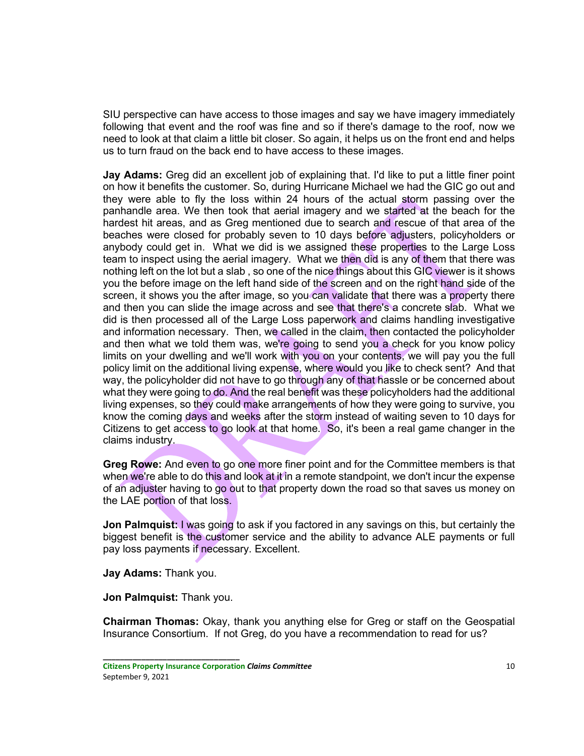SIU perspective can have access to those images and say we have imagery immediately following that event and the roof was fine and so if there's damage to the roof, now we need to look at that claim a little bit closer. So again, it helps us on the front end and helps us to turn fraud on the back end to have access to these images.

**Jay Adams:** Greg did an excellent job of explaining that. I'd like to put a little finer point on how it benefits the customer. So, during Hurricane Michael we had the GIC go out and they were able to fly the loss within 24 hours of the actual storm passing over the panhandle area. We then took that aerial imagery and we started at the beach for the hardest hit areas, and as Greg mentioned due to search and rescue of that area of the beaches were closed for probably seven to 10 days before adjusters, policyholders or anybody could get in. What we did is we assigned these properties to the Large Loss team to inspect using the aerial imagery. What we then did is any of them that there was nothing left on the lot but a slab , so one of the nice things about this GIC viewer is it shows you the before image on the left hand side of the screen and on the right hand side of the screen, it shows you the after image, so you can validate that there was a property there and then you can slide the image across and see that there's a concrete slab. What we did is then processed all of the Large Loss paperwork and claims handling investigative and information necessary. Then, we called in the claim, then contacted the policyholder and then what we told them was, we're going to send you a check for you know policy limits on your dwelling and we'll work with you on your contents, we will pay you the full policy limit on the additional living expense, where would you like to check sent? And that way, the policyholder did not have to go through any of that hassle or be concerned about what they were going to do. And the real benefit was these policyholders had the additional living expenses, so they could make arrangements of how they were going to survive, you know the coming days and weeks after the storm instead of waiting seven to 10 days for Citizens to get access to go look at that home. So, it's been a real game changer in the claims industry.

**Greg Rowe:** And even to go one more finer point and for the Committee members is that when we're able to do this and look at it in a remote standpoint, we don't incur the expense of an adjuster having to go out to that property down the road so that saves us money on the LAE portion of that loss.

**Jon Palmquist:** I was going to ask if you factored in any savings on this, but certainly the biggest benefit is the customer service and the ability to advance ALE payments or full pay loss payments if necessary. Excellent.

**Jay Adams:** Thank you.

**Jon Palmquist:** Thank you.

**Chairman Thomas:** Okay, thank you anything else for Greg or staff on the Geospatial Insurance Consortium. If not Greg, do you have a recommendation to read for us?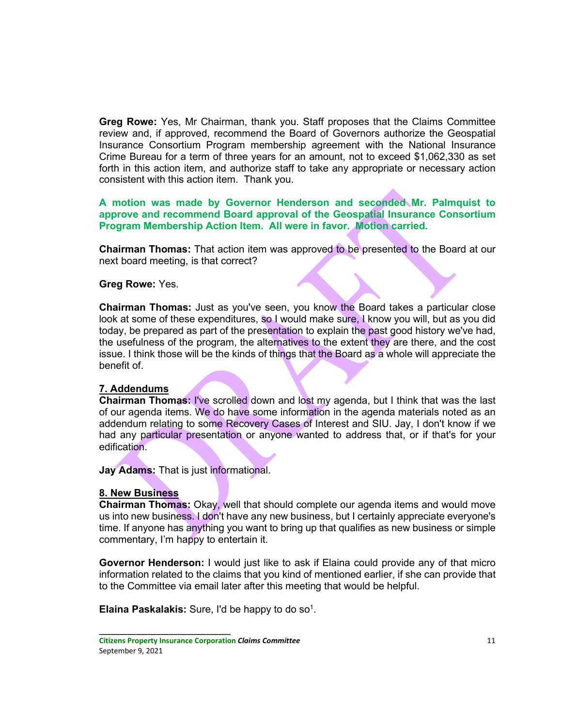**Greg Rowe:** Yes, Mr Chairman, thank you. Staff proposes that the Claims Committee review and, if approved, recommend the Board of Governors authorize the Geospatial Insurance Consortium Program membership agreement with the National Insurance Crime Bureau for a term of three years for an amount, not to exceed $1,062,330 as set forth in this action item, and authorize staff to take any appropriate or necessary action consistent with this action item. Thank you.

**A motion was made by Governor Henderson and seconded Mr. Palmquist to approve and recommend Board approval of the Geospatial Insurance Consortium Program Membership Action Item. All were in favor. Motion carried.**

**Chairman Thomas:** That action item was approved to be presented to the Board at our next board meeting, is that correct?

**Greg Rowe:** Yes.

**Chairman Thomas:** Just as you've seen, you know the Board takes a particular close look at some of these expenditures, so I would make sure, I know you will, but as you did today, be prepared as part of the presentation to explain the past good history we've had, the usefulness of the program, the alternatives to the extent they are there, and the cost issue. I think those will be the kinds of things that the Board as a whole will appreciate the benefit of.

## 7. Addendums

**Chairman Thomas:** I've scrolled down and lost my agenda, but I think that was the last of our agenda items. We do have some information in the agenda materials noted as an addendum relating to some Recovery Cases of Interest and SIU. Jay, I don't know if we had any particular presentation or anyone wanted to address that, or if that's for your edification.

**Jay Adams:** That is just informational.

## 8. New Business

**Chairman Thomas:** Okay, well that should complete our agenda items and would move us into new business. I don't have any new business, but I certainly appreciate everyone's time. If anyone has anything you want to bring up that qualifies as new business or simple commentary, I'm happy to entertain it.

**Governor Henderson:** I would just like to ask if Elaina could provide any of that micro information related to the claims that you kind of mentioned earlier, if she can provide that to the Committee via email later after this meeting that would be helpful.

**Elaina Paskalakis:** Sure, I'd be happy to do so[1].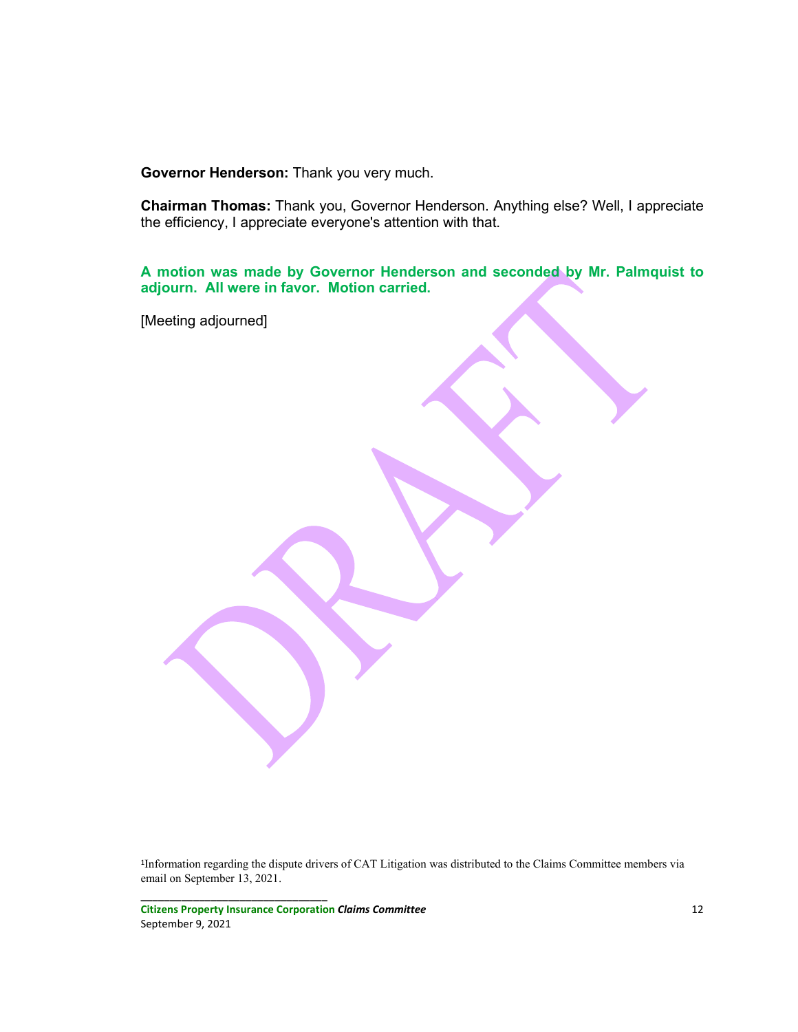**Governor Henderson:** Thank you very much.

**Chairman Thomas:** Thank you, Governor Henderson. Anything else? Well, I appreciate the efficiency, I appreciate everyone's attention with that.

**A motion was made by Governor Henderson and seconded by Mr. Palmquist to adjourn. All were in favor. Motion carried.**

[Meeting adjourned]

[1]Information regarding the dispute drivers of CAT Litigation was distributed to the Claims Committee members via email on September 13, 2021.